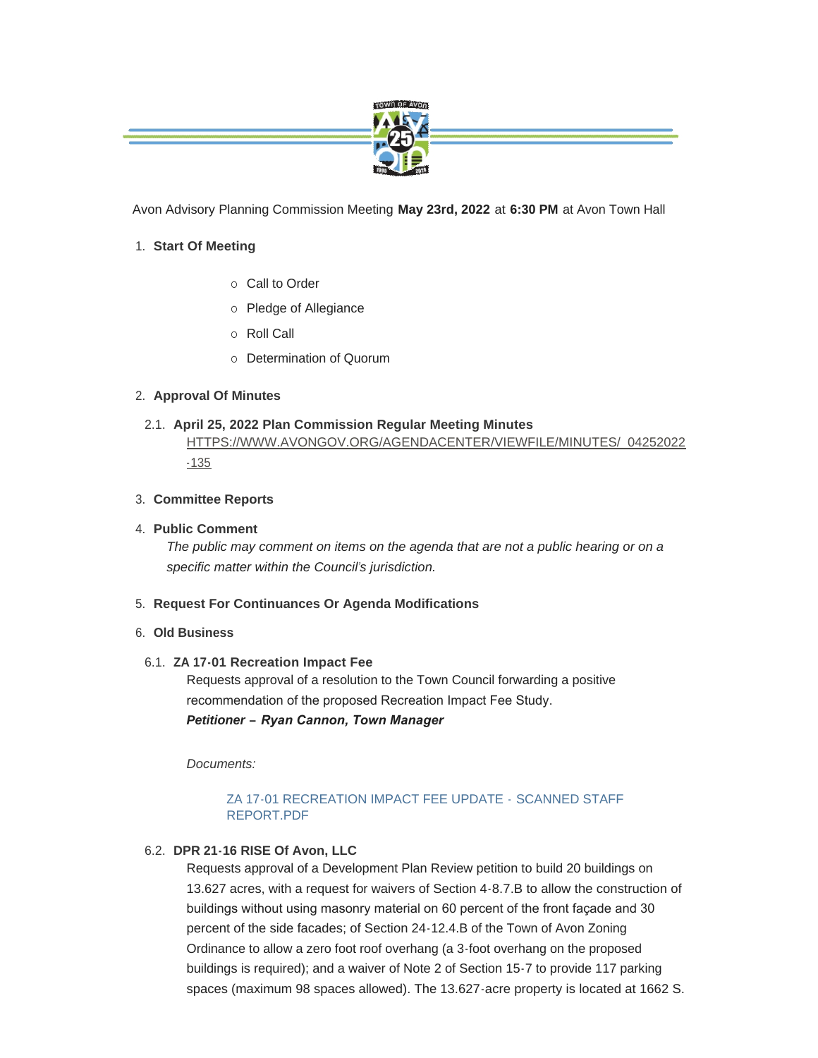Avon Advisory Planning Commission Meeting **May 23rd, 2022** at **6:30 PM** at Avon Town Hall

1. **Start Of Meeting**
   - Call to Order
   - Pledge of Allegiance
   - Roll Call
   - Determination of Quorum

2. **Approval Of Minutes**

   2.1. **April 25, 2022 Plan Commission Regular Meeting Minutes**
   HTTPS://WWW.AVONGOV.ORG/AGENDACENTER/VIEWFILE/MINUTES/_04252022-135

3. **Committee Reports**

4. **Public Comment**
   *The public may comment on items on the agenda that are not a public hearing or on a specific matter within the Council's jurisdiction.*

5. **Request For Continuances Or Agenda Modifications**

6. **Old Business**

   6.1. **ZA 17-01 Recreation Impact Fee**
   Requests approval of a resolution to the Town Council forwarding a positive recommendation of the proposed Recreation Impact Fee Study.
   ***Petitioner – Ryan Cannon, Town Manager***

   *Documents:*

   ZA 17-01 RECREATION IMPACT FEE UPDATE - SCANNED STAFF REPORT.PDF

   6.2. **DPR 21-16 RISE Of Avon, LLC**
   Requests approval of a Development Plan Review petition to build 20 buildings on 13.627 acres, with a request for waivers of Section 4-8.7.B to allow the construction of buildings without using masonry material on 60 percent of the front façade and 30 percent of the side facades; of Section 24-12.4.B of the Town of Avon Zoning Ordinance to allow a zero foot roof overhang (a 3-foot overhang on the proposed buildings is required); and a waiver of Note 2 of Section 15-7 to provide 117 parking spaces (maximum 98 spaces allowed). The 13.627-acre property is located at 1662 S.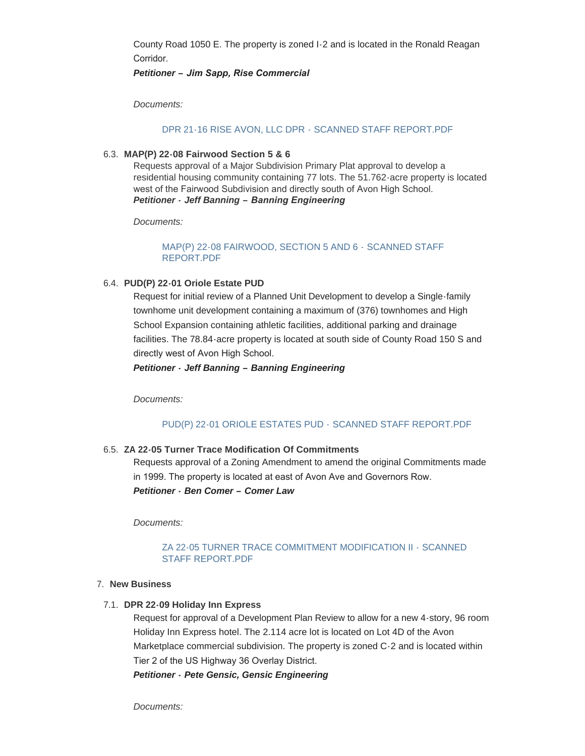County Road 1050 E. The property is zoned I-2 and is located in the Ronald Reagan Corridor.

***Petitioner – Jim Sapp, Rise Commercial***

*Documents:*

DPR 21-16 RISE AVON, LLC DPR - SCANNED STAFF REPORT.PDF

6.3. **MAP(P) 22-08 Fairwood Section 5 & 6**

Requests approval of a Major Subdivision Primary Plat approval to develop a residential housing community containing 77 lots. The 51.762-acre property is located west of the Fairwood Subdivision and directly south of Avon High School.

***Petitioner - Jeff Banning – Banning Engineering***

*Documents:*

MAP(P) 22-08 FAIRWOOD, SECTION 5 AND 6 - SCANNED STAFF REPORT.PDF

6.4. **PUD(P) 22-01 Oriole Estate PUD**

Request for initial review of a Planned Unit Development to develop a Single-family townhome unit development containing a maximum of (376) townhomes and High School Expansion containing athletic facilities, additional parking and drainage facilities. The 78.84-acre property is located at south side of County Road 150 S and directly west of Avon High School.

***Petitioner - Jeff Banning – Banning Engineering***

*Documents:*

PUD(P) 22-01 ORIOLE ESTATES PUD - SCANNED STAFF REPORT.PDF

6.5. **ZA 22-05 Turner Trace Modification Of Commitments**

Requests approval of a Zoning Amendment to amend the original Commitments made in 1999. The property is located at east of Avon Ave and Governors Row.

***Petitioner - Ben Comer – Comer Law***

*Documents:*

ZA 22-05 TURNER TRACE COMMITMENT MODIFICATION II - SCANNED STAFF REPORT.PDF

7. **New Business**

7.1. **DPR 22-09 Holiday Inn Express**

Request for approval of a Development Plan Review to allow for a new 4-story, 96 room Holiday Inn Express hotel. The 2.114 acre lot is located on Lot 4D of the Avon Marketplace commercial subdivision. The property is zoned C-2 and is located within Tier 2 of the US Highway 36 Overlay District.

***Petitioner - Pete Gensic, Gensic Engineering***

*Documents:*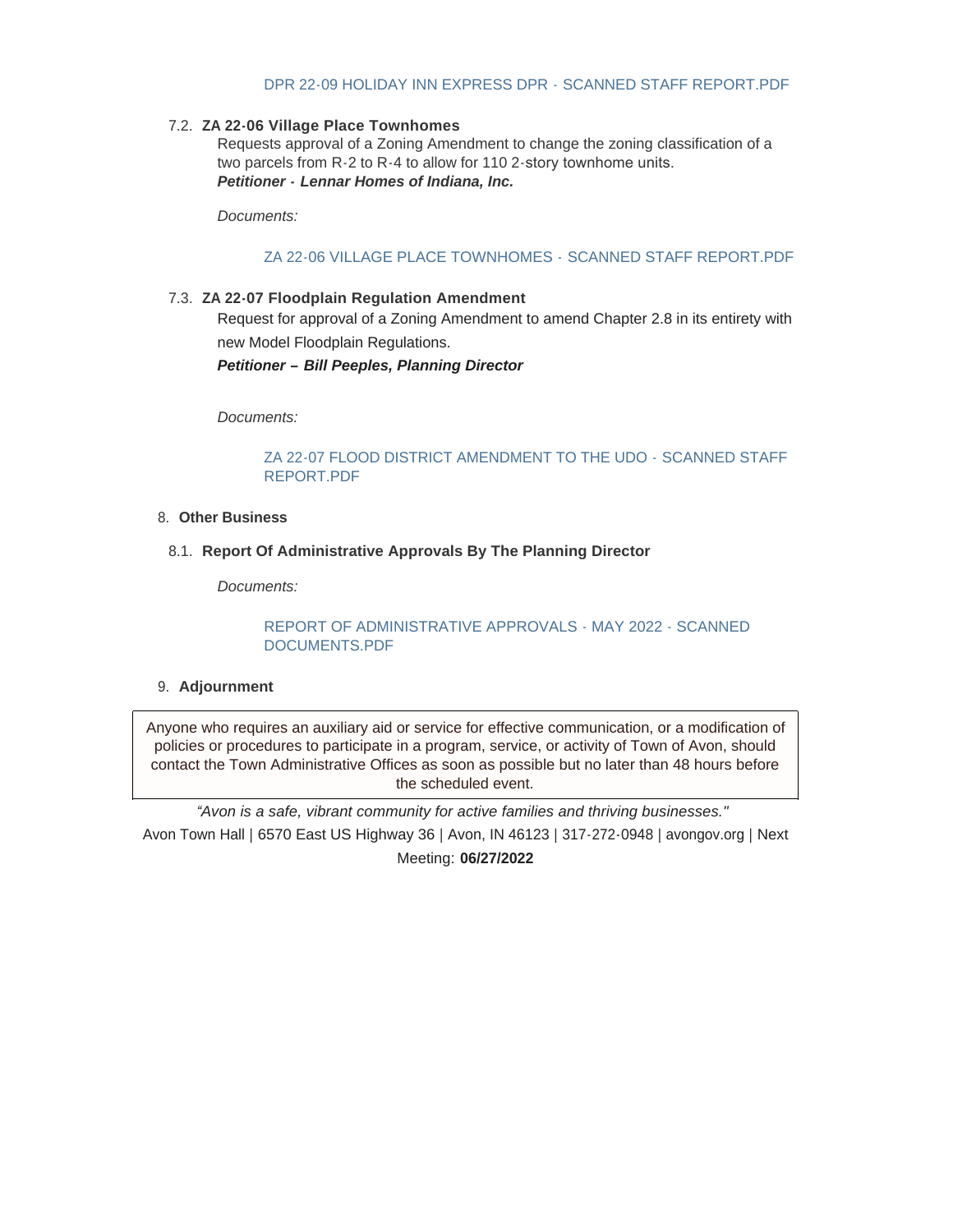DPR 22-09 HOLIDAY INN EXPRESS DPR - SCANNED STAFF REPORT.PDF

7.2. **ZA 22-06 Village Place Townhomes**

Requests approval of a Zoning Amendment to change the zoning classification of a two parcels from R-2 to R-4 to allow for 110 2-story townhome units.

***Petitioner - Lennar Homes of Indiana, Inc.***

*Documents:*

ZA 22-06 VILLAGE PLACE TOWNHOMES - SCANNED STAFF REPORT.PDF

7.3. **ZA 22-07 Floodplain Regulation Amendment**

Request for approval of a Zoning Amendment to amend Chapter 2.8 in its entirety with new Model Floodplain Regulations.

***Petitioner – Bill Peeples, Planning Director***

*Documents:*

ZA 22-07 FLOOD DISTRICT AMENDMENT TO THE UDO - SCANNED STAFF REPORT.PDF

8. **Other Business**

8.1. **Report Of Administrative Approvals By The Planning Director**

*Documents:*

REPORT OF ADMINISTRATIVE APPROVALS - MAY 2022 - SCANNED DOCUMENTS.PDF

9. **Adjournment**

Anyone who requires an auxiliary aid or service for effective communication, or a modification of policies or procedures to participate in a program, service, or activity of Town of Avon, should contact the Town Administrative Offices as soon as possible but no later than 48 hours before the scheduled event.

*"Avon is a safe, vibrant community for active families and thriving businesses."*

Avon Town Hall | 6570 East US Highway 36 | Avon, IN 46123 | 317-272-0948 | avongov.org | Next Meeting: **06/27/2022**